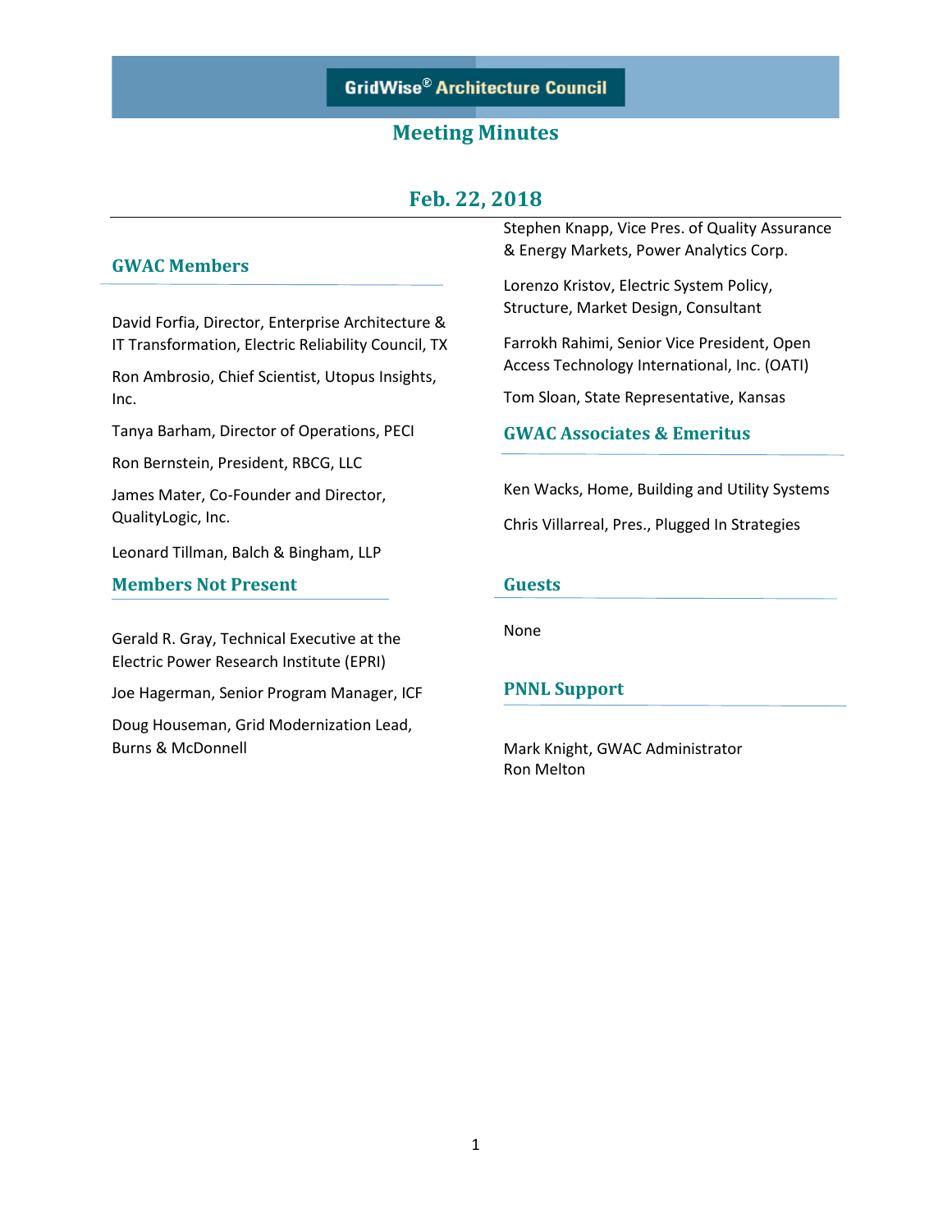GridWise® Architecture Council

# Meeting Minutes

## Feb. 22, 2018

### GWAC Members

David Forfia, Director, Enterprise Architecture & IT Transformation, Electric Reliability Council, TX

Ron Ambrosio, Chief Scientist, Utopus Insights, Inc.

Tanya Barham, Director of Operations, PECI

Ron Bernstein, President, RBCG, LLC

James Mater, Co-Founder and Director, QualityLogic, Inc.

Leonard Tillman, Balch & Bingham, LLP

Stephen Knapp, Vice Pres. of Quality Assurance & Energy Markets, Power Analytics Corp.

Lorenzo Kristov, Electric System Policy, Structure, Market Design, Consultant

Farrokh Rahimi, Senior Vice President, Open Access Technology International, Inc. (OATI)

Tom Sloan, State Representative, Kansas

### Members Not Present

Gerald R. Gray, Technical Executive at the Electric Power Research Institute (EPRI)

Joe Hagerman, Senior Program Manager, ICF

Doug Houseman, Grid Modernization Lead, Burns & McDonnell

### GWAC Associates & Emeritus

Ken Wacks, Home, Building and Utility Systems

Chris Villarreal, Pres., Plugged In Strategies

### Guests

None

### PNNL Support

Mark Knight, GWAC Administrator
Ron Melton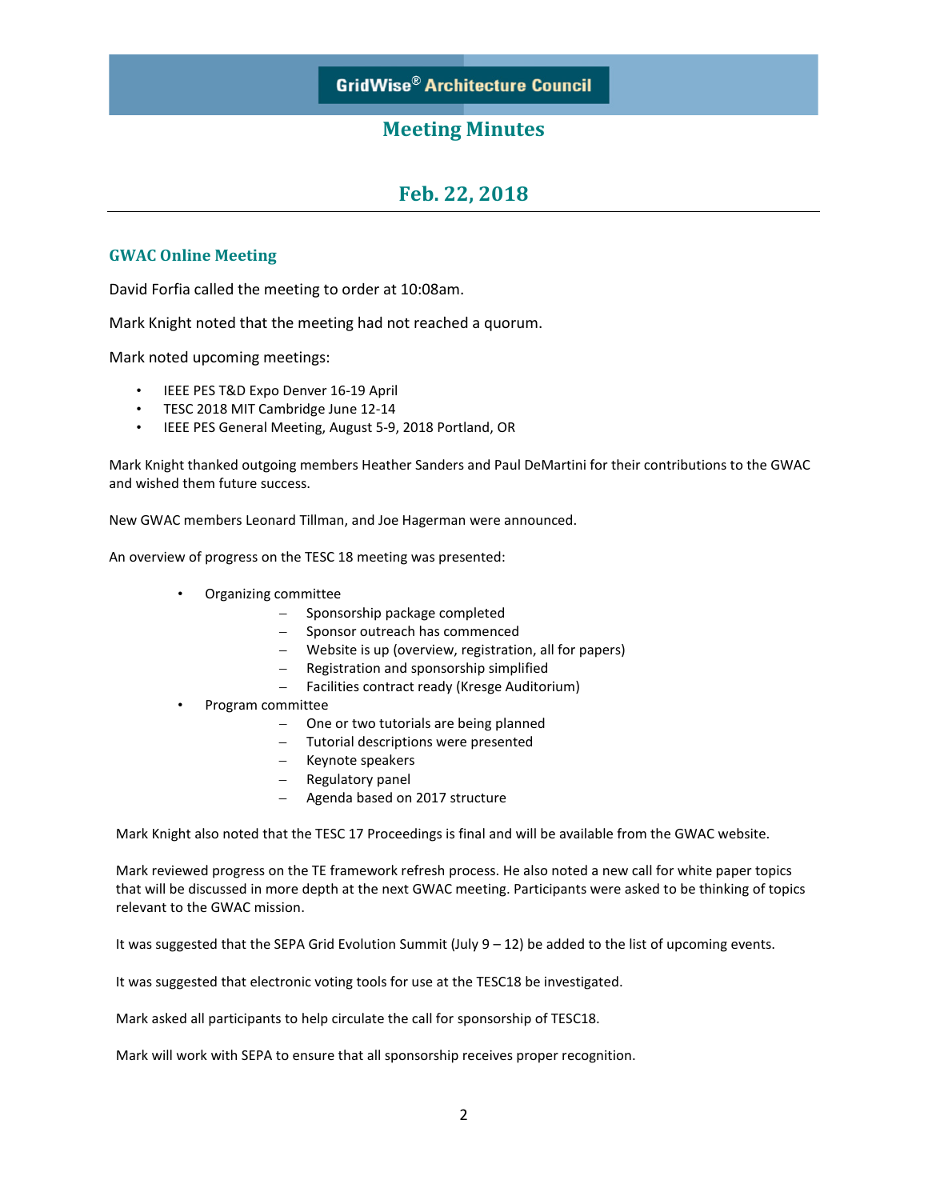# GridWise® Architecture Council

## Meeting Minutes

## Feb. 22, 2018

### GWAC Online Meeting

David Forfia called the meeting to order at 10:08am.

Mark Knight noted that the meeting had not reached a quorum.

Mark noted upcoming meetings:

- IEEE PES T&D Expo Denver 16-19 April
- TESC 2018 MIT Cambridge June 12-14
- IEEE PES General Meeting, August 5-9, 2018 Portland, OR

Mark Knight thanked outgoing members Heather Sanders and Paul DeMartini for their contributions to the GWAC and wished them future success.

New GWAC members Leonard Tillman, and Joe Hagerman were announced.

An overview of progress on the TESC 18 meeting was presented:

- Organizing committee
  - Sponsorship package completed
  - Sponsor outreach has commenced
  - Website is up (overview, registration, all for papers)
  - Registration and sponsorship simplified
  - Facilities contract ready (Kresge Auditorium)
- Program committee
  - One or two tutorials are being planned
  - Tutorial descriptions were presented
  - Keynote speakers
  - Regulatory panel
  - Agenda based on 2017 structure

Mark Knight also noted that the TESC 17 Proceedings is final and will be available from the GWAC website.

Mark reviewed progress on the TE framework refresh process. He also noted a new call for white paper topics that will be discussed in more depth at the next GWAC meeting. Participants were asked to be thinking of topics relevant to the GWAC mission.

It was suggested that the SEPA Grid Evolution Summit (July 9 – 12) be added to the list of upcoming events.

It was suggested that electronic voting tools for use at the TESC18 be investigated.

Mark asked all participants to help circulate the call for sponsorship of TESC18.

Mark will work with SEPA to ensure that all sponsorship receives proper recognition.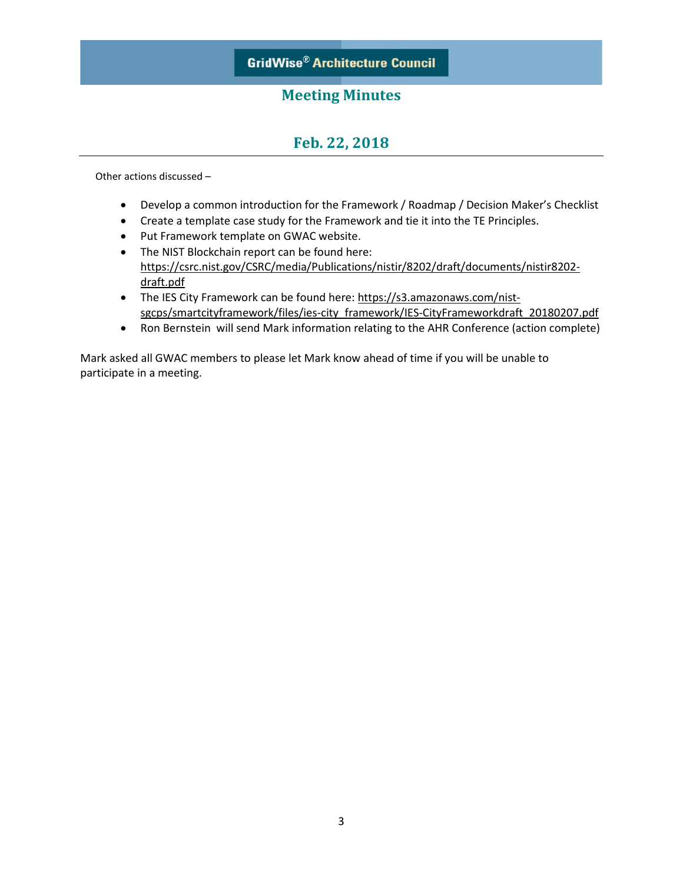Other actions discussed –

- Develop a common introduction for the Framework / Roadmap / Decision Maker's Checklist
- Create a template case study for the Framework and tie it into the TE Principles.
- Put Framework template on GWAC website.
- The NIST Blockchain report can be found here: https://csrc.nist.gov/CSRC/media/Publications/nistir/8202/draft/documents/nistir8202-draft.pdf
- The IES City Framework can be found here: https://s3.amazonaws.com/nist-sgcps/smartcityframework/files/ies-city_framework/IES-CityFrameworkdraft_20180207.pdf
- Ron Bernstein will send Mark information relating to the AHR Conference (action complete)

Mark asked all GWAC members to please let Mark know ahead of time if you will be unable to participate in a meeting.